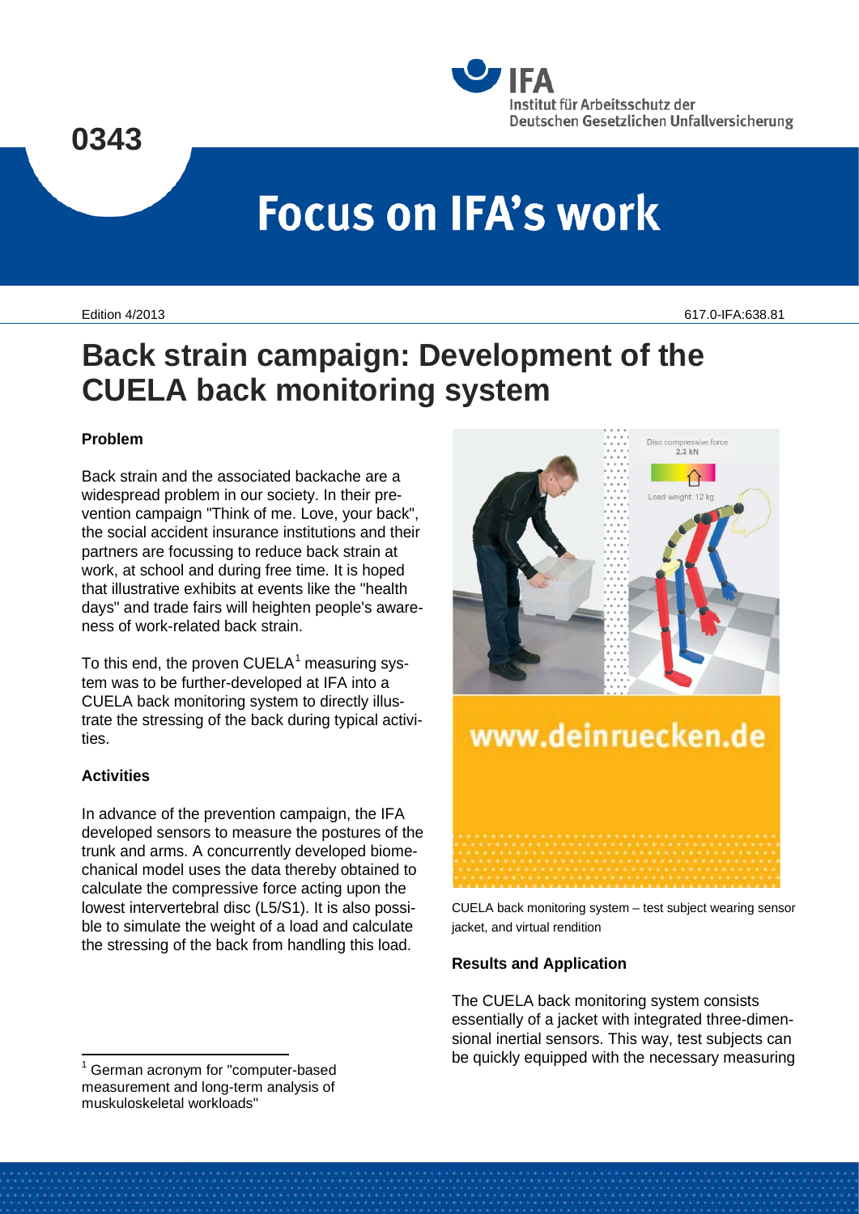0343

Focus on IFA's work

Edition 4/2013

617.0-IFA:638.81

# Back strain campaign: Development of the CUELA back monitoring system

### Problem

Back strain and the associated backache are a widespread problem in our society. In their prevention campaign "Think of me. Love, your back", the social accident insurance institutions and their partners are focussing to reduce back strain at work, at school and during free time. It is hoped that illustrative exhibits at events like the "health days" and trade fairs will heighten people's awareness of work-related back strain.

To this end, the proven CUELA[1] measuring system was to be further-developed at IFA into a CUELA back monitoring system to directly illustrate the stressing of the back during typical activities.

### Activities

In advance of the prevention campaign, the IFA developed sensors to measure the postures of the trunk and arms. A concurrently developed biomechanical model uses the data thereby obtained to calculate the compressive force acting upon the lowest intervertebral disc (L5/S1). It is also possible to simulate the weight of a load and calculate the stressing of the back from handling this load.

CUELA back monitoring system – test subject wearing sensor jacket, and virtual rendition

### Results and Application

The CUELA back monitoring system consists essentially of a jacket with integrated three-dimensional inertial sensors. This way, test subjects can be quickly equipped with the necessary measuring

[1] German acronym for "computer-based measurement and long-term analysis of muskuloskeletal workloads"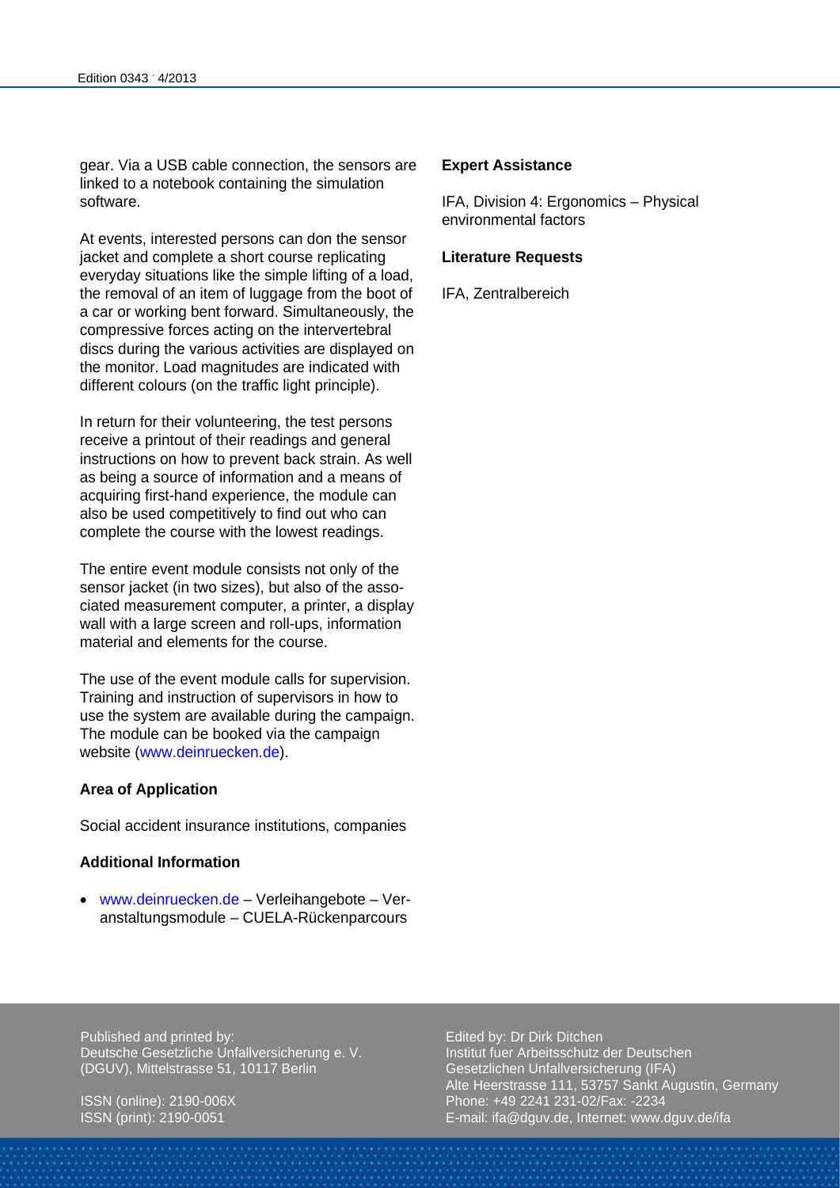gear. Via a USB cable connection, the sensors are linked to a notebook containing the simulation software.

At events, interested persons can don the sensor jacket and complete a short course replicating everyday situations like the simple lifting of a load, the removal of an item of luggage from the boot of a car or working bent forward. Simultaneously, the compressive forces acting on the intervertebral discs during the various activities are displayed on the monitor. Load magnitudes are indicated with different colours (on the traffic light principle).

In return for their volunteering, the test persons receive a printout of their readings and general instructions on how to prevent back strain. As well as being a source of information and a means of acquiring first-hand experience, the module can also be used competitively to find out who can complete the course with the lowest readings.

The entire event module consists not only of the sensor jacket (in two sizes), but also of the associated measurement computer, a printer, a display wall with a large screen and roll-ups, information material and elements for the course.

The use of the event module calls for supervision. Training and instruction of supervisors in how to use the system are available during the campaign. The module can be booked via the campaign website (www.deinruecken.de).

**Area of Application**

Social accident insurance institutions, companies

**Additional Information**

- www.deinruecken.de – Verleihangebote – Veranstaltungsmodule – CUELA-Rückenparcours

**Expert Assistance**

IFA, Division 4: Ergonomics – Physical environmental factors

**Literature Requests**

IFA, Zentralbereich

Published and printed by:
Deutsche Gesetzliche Unfallversicherung e. V. (DGUV), Mittelstrasse 51, 10117 Berlin

ISSN (online): 2190-006X
ISSN (print): 2190-0051

Edited by: Dr Dirk Ditchen
Institut fuer Arbeitsschutz der Deutschen Gesetzlichen Unfallversicherung (IFA)
Alte Heerstrasse 111, 53757 Sankt Augustin, Germany
Phone: +49 2241 231-02/Fax: -2234
E-mail: ifa@dguv.de, Internet: www.dguv.de/ifa